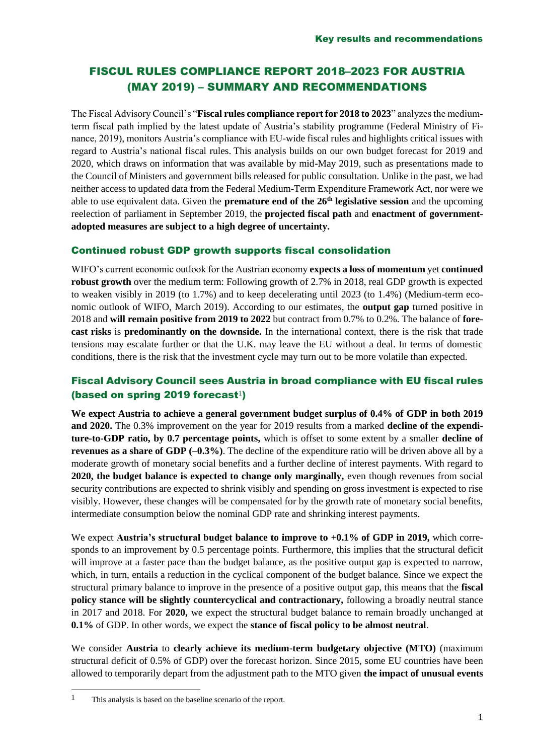# FISCUL RULES COMPLIANCE REPORT 2018–2023 FOR AUSTRIA (MAY 2019) – SUMMARY AND RECOMMENDATIONS

The Fiscal Advisory Council's "**Fiscal rules compliance report for 2018 to 2023**" analyzes the medium-term fiscal path implied by the latest update of Austria's stability programme (Federal Ministry of Finance, 2019), monitors Austria's compliance with EU-wide fiscal rules and highlights critical issues with regard to Austria's national fiscal rules. This analysis builds on our own budget forecast for 2019 and 2020, which draws on information that was available by mid-May 2019, such as presentations made to the Council of Ministers and government bills released for public consultation. Unlike in the past, we had neither access to updated data from the Federal Medium-Term Expenditure Framework Act, nor were we able to use equivalent data. Given the **premature end of the 26th legislative session** and the upcoming reelection of parliament in September 2019, the **projected fiscal path** and **enactment of government-adopted measures are subject to a high degree of uncertainty.**

## Continued robust GDP growth supports fiscal consolidation

WIFO's current economic outlook for the Austrian economy **expects a loss of momentum** yet **continued robust growth** over the medium term: Following growth of 2.7% in 2018, real GDP growth is expected to weaken visibly in 2019 (to 1.7%) and to keep decelerating until 2023 (to 1.4%) (Medium-term economic outlook of WIFO, March 2019). According to our estimates, the **output gap** turned positive in 2018 and **will remain positive from 2019 to 2022** but contract from 0.7% to 0.2%. The balance of **forecast risks** is **predominantly on the downside.** In the international context, there is the risk that trade tensions may escalate further or that the U.K. may leave the EU without a deal. In terms of domestic conditions, there is the risk that the investment cycle may turn out to be more volatile than expected.

## Fiscal Advisory Council sees Austria in broad compliance with EU fiscal rules (based on spring 2019 forecast[1])

**We expect Austria to achieve a general government budget surplus of 0.4% of GDP in both 2019 and 2020.** The 0.3% improvement on the year for 2019 results from a marked **decline of the expenditure-to-GDP ratio, by 0.7 percentage points,** which is offset to some extent by a smaller **decline of revenues as a share of GDP (–0.3%)**. The decline of the expenditure ratio will be driven above all by a moderate growth of monetary social benefits and a further decline of interest payments. With regard to **2020, the budget balance is expected to change only marginally,** even though revenues from social security contributions are expected to shrink visibly and spending on gross investment is expected to rise visibly. However, these changes will be compensated for by the growth rate of monetary social benefits, intermediate consumption below the nominal GDP rate and shrinking interest payments.

We expect **Austria's structural budget balance to improve to +0.1% of GDP in 2019,** which corresponds to an improvement by 0.5 percentage points. Furthermore, this implies that the structural deficit will improve at a faster pace than the budget balance, as the positive output gap is expected to narrow, which, in turn, entails a reduction in the cyclical component of the budget balance. Since we expect the structural primary balance to improve in the presence of a positive output gap, this means that the **fiscal policy stance will be slightly countercyclical and contractionary,** following a broadly neutral stance in 2017 and 2018. For **2020,** we expect the structural budget balance to remain broadly unchanged at **0.1%** of GDP. In other words, we expect the **stance of fiscal policy to be almost neutral**.

We consider **Austria** to **clearly achieve its medium-term budgetary objective (MTO)** (maximum structural deficit of 0.5% of GDP) over the forecast horizon. Since 2015, some EU countries have been allowed to temporarily depart from the adjustment path to the MTO given **the impact of unusual events**

[1] This analysis is based on the baseline scenario of the report.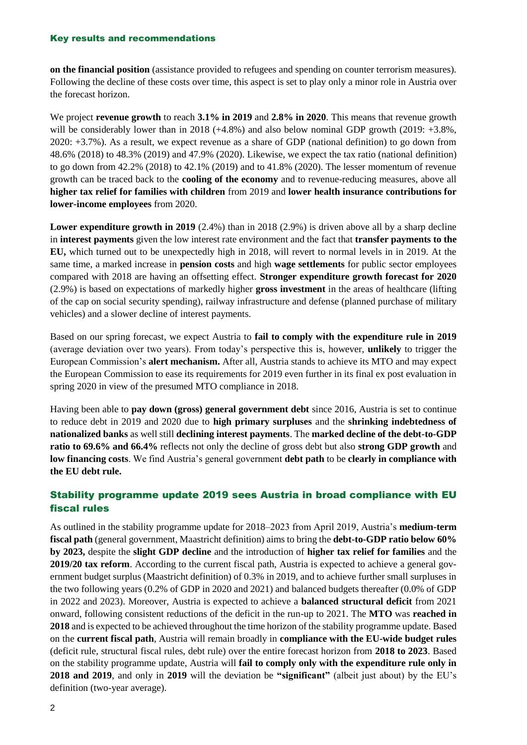**on the financial position** (assistance provided to refugees and spending on counter terrorism measures). Following the decline of these costs over time, this aspect is set to play only a minor role in Austria over the forecast horizon.

We project **revenue growth** to reach **3.1% in 2019** and **2.8% in 2020**. This means that revenue growth will be considerably lower than in 2018 (+4.8%) and also below nominal GDP growth (2019: +3.8%, 2020: +3.7%). As a result, we expect revenue as a share of GDP (national definition) to go down from 48.6% (2018) to 48.3% (2019) and 47.9% (2020). Likewise, we expect the tax ratio (national definition) to go down from 42.2% (2018) to 42.1% (2019) and to 41.8% (2020). The lesser momentum of revenue growth can be traced back to the **cooling of the economy** and to revenue-reducing measures, above all **higher tax relief for families with children** from 2019 and **lower health insurance contributions for lower-income employees** from 2020.

**Lower expenditure growth in 2019** (2.4%) than in 2018 (2.9%) is driven above all by a sharp decline in **interest payments** given the low interest rate environment and the fact that **transfer payments to the EU,** which turned out to be unexpectedly high in 2018, will revert to normal levels in in 2019. At the same time, a marked increase in **pension costs** and high **wage settlements** for public sector employees compared with 2018 are having an offsetting effect. **Stronger expenditure growth forecast for 2020** (2.9%) is based on expectations of markedly higher **gross investment** in the areas of healthcare (lifting of the cap on social security spending), railway infrastructure and defense (planned purchase of military vehicles) and a slower decline of interest payments.

Based on our spring forecast, we expect Austria to **fail to comply with the expenditure rule in 2019** (average deviation over two years). From today's perspective this is, however, **unlikely** to trigger the European Commission's **alert mechanism.** After all, Austria stands to achieve its MTO and may expect the European Commission to ease its requirements for 2019 even further in its final ex post evaluation in spring 2020 in view of the presumed MTO compliance in 2018.

Having been able to **pay down (gross) general government debt** since 2016, Austria is set to continue to reduce debt in 2019 and 2020 due to **high primary surpluses** and the **shrinking indebtedness of nationalized banks** as well still **declining interest payments**. The **marked decline of the debt-to-GDP ratio to 69.6% and 66.4%** reflects not only the decline of gross debt but also **strong GDP growth** and **low financing costs**. We find Austria's general government **debt path** to be **clearly in compliance with the EU debt rule.**

## Stability programme update 2019 sees Austria in broad compliance with EU fiscal rules

As outlined in the stability programme update for 2018–2023 from April 2019, Austria's **medium-term fiscal path** (general government, Maastricht definition) aims to bring the **debt-to-GDP ratio below 60% by 2023,** despite the **slight GDP decline** and the introduction of **higher tax relief for families** and the **2019/20 tax reform**. According to the current fiscal path, Austria is expected to achieve a general government budget surplus (Maastricht definition) of 0.3% in 2019, and to achieve further small surpluses in the two following years (0.2% of GDP in 2020 and 2021) and balanced budgets thereafter (0.0% of GDP in 2022 and 2023). Moreover, Austria is expected to achieve a **balanced structural deficit** from 2021 onward, following consistent reductions of the deficit in the run-up to 2021. The **MTO** was **reached in 2018** and is expected to be achieved throughout the time horizon of the stability programme update. Based on the **current fiscal path**, Austria will remain broadly in **compliance with the EU-wide budget rules** (deficit rule, structural fiscal rules, debt rule) over the entire forecast horizon from **2018 to 2023**. Based on the stability programme update, Austria will **fail to comply only with the expenditure rule only in 2018 and 2019**, and only in **2019** will the deviation be **"significant"** (albeit just about) by the EU's definition (two-year average).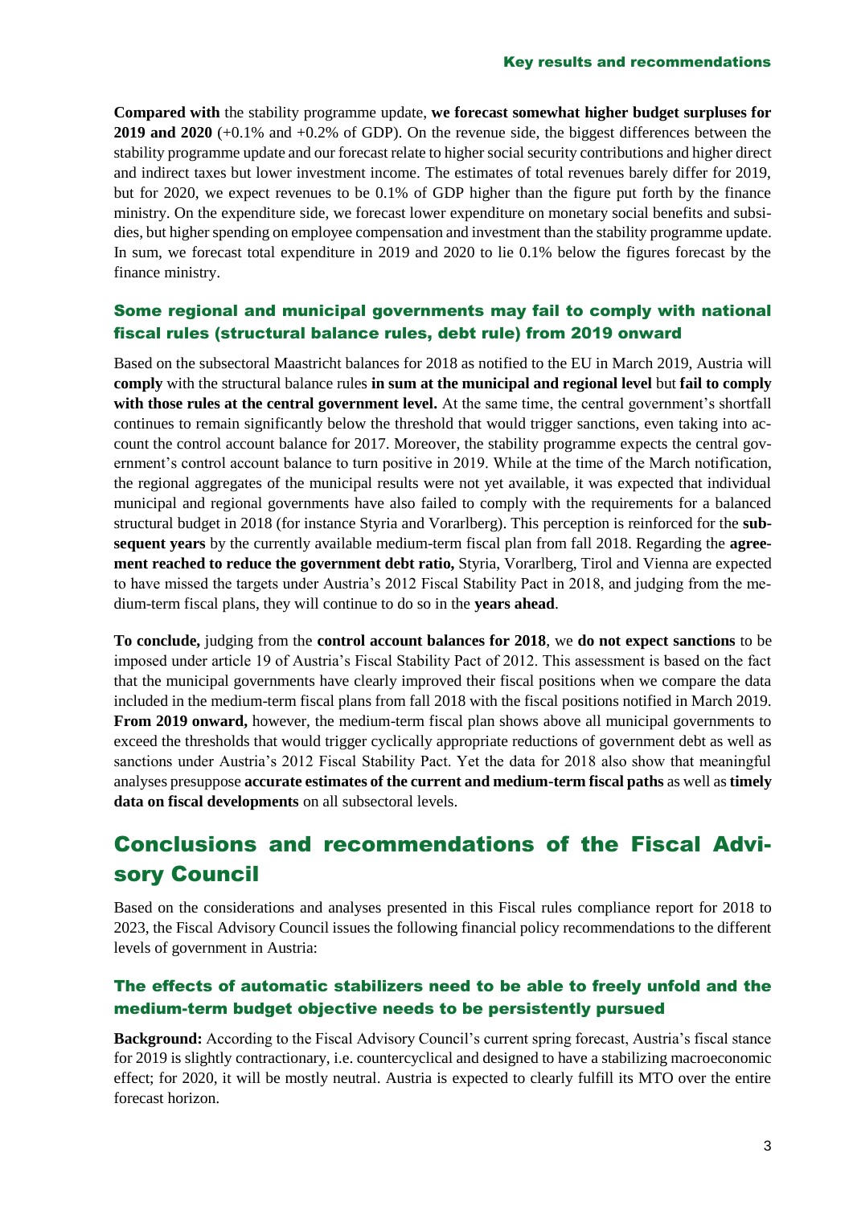**Compared with** the stability programme update, **we forecast somewhat higher budget surpluses for 2019 and 2020** (+0.1% and +0.2% of GDP). On the revenue side, the biggest differences between the stability programme update and our forecast relate to higher social security contributions and higher direct and indirect taxes but lower investment income. The estimates of total revenues barely differ for 2019, but for 2020, we expect revenues to be 0.1% of GDP higher than the figure put forth by the finance ministry. On the expenditure side, we forecast lower expenditure on monetary social benefits and subsidies, but higher spending on employee compensation and investment than the stability programme update. In sum, we forecast total expenditure in 2019 and 2020 to lie 0.1% below the figures forecast by the finance ministry.

### Some regional and municipal governments may fail to comply with national fiscal rules (structural balance rules, debt rule) from 2019 onward

Based on the subsectoral Maastricht balances for 2018 as notified to the EU in March 2019, Austria will **comply** with the structural balance rules **in sum at the municipal and regional level** but **fail to comply with those rules at the central government level.** At the same time, the central government's shortfall continues to remain significantly below the threshold that would trigger sanctions, even taking into account the control account balance for 2017. Moreover, the stability programme expects the central government's control account balance to turn positive in 2019. While at the time of the March notification, the regional aggregates of the municipal results were not yet available, it was expected that individual municipal and regional governments have also failed to comply with the requirements for a balanced structural budget in 2018 (for instance Styria and Vorarlberg). This perception is reinforced for the **subsequent years** by the currently available medium-term fiscal plan from fall 2018. Regarding the **agreement reached to reduce the government debt ratio,** Styria, Vorarlberg, Tirol and Vienna are expected to have missed the targets under Austria's 2012 Fiscal Stability Pact in 2018, and judging from the medium-term fiscal plans, they will continue to do so in the **years ahead**.

**To conclude,** judging from the **control account balances for 2018**, we **do not expect sanctions** to be imposed under article 19 of Austria's Fiscal Stability Pact of 2012. This assessment is based on the fact that the municipal governments have clearly improved their fiscal positions when we compare the data included in the medium-term fiscal plans from fall 2018 with the fiscal positions notified in March 2019. **From 2019 onward,** however, the medium-term fiscal plan shows above all municipal governments to exceed the thresholds that would trigger cyclically appropriate reductions of government debt as well as sanctions under Austria's 2012 Fiscal Stability Pact. Yet the data for 2018 also show that meaningful analyses presuppose **accurate estimates of the current and medium-term fiscal paths** as well as **timely data on fiscal developments** on all subsectoral levels.

## Conclusions and recommendations of the Fiscal Advisory Council

Based on the considerations and analyses presented in this Fiscal rules compliance report for 2018 to 2023, the Fiscal Advisory Council issues the following financial policy recommendations to the different levels of government in Austria:

### The effects of automatic stabilizers need to be able to freely unfold and the medium-term budget objective needs to be persistently pursued

**Background:** According to the Fiscal Advisory Council's current spring forecast, Austria's fiscal stance for 2019 is slightly contractionary, i.e. countercyclical and designed to have a stabilizing macroeconomic effect; for 2020, it will be mostly neutral. Austria is expected to clearly fulfill its MTO over the entire forecast horizon.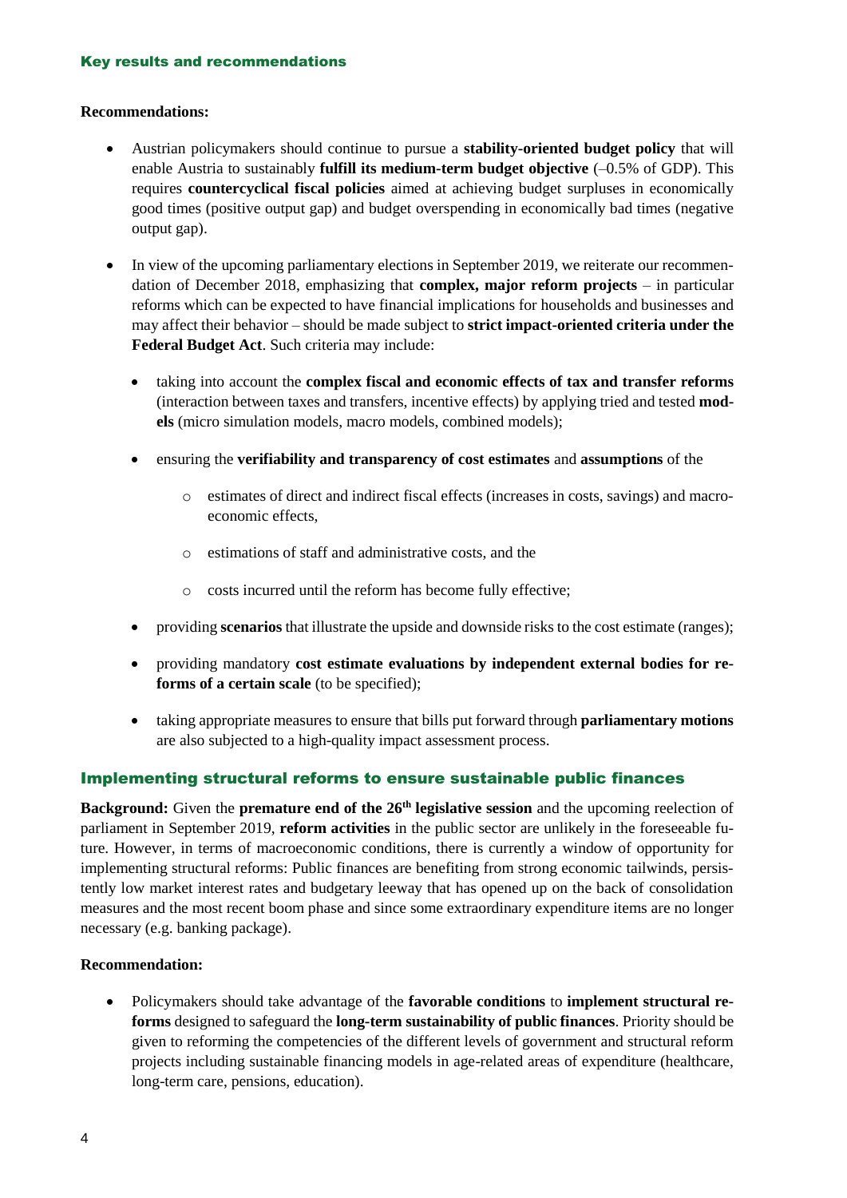## Key results and recommendations

**Recommendations:**

- Austrian policymakers should continue to pursue a **stability-oriented budget policy** that will enable Austria to sustainably **fulfill its medium-term budget objective** (–0.5% of GDP). This requires **countercyclical fiscal policies** aimed at achieving budget surpluses in economically good times (positive output gap) and budget overspending in economically bad times (negative output gap).
- In view of the upcoming parliamentary elections in September 2019, we reiterate our recommendation of December 2018, emphasizing that **complex, major reform projects** – in particular reforms which can be expected to have financial implications for households and businesses and may affect their behavior – should be made subject to **strict impact-oriented criteria under the Federal Budget Act**. Such criteria may include:
    - taking into account the **complex fiscal and economic effects of tax and transfer reforms** (interaction between taxes and transfers, incentive effects) by applying tried and tested **models** (micro simulation models, macro models, combined models);
    - ensuring the **verifiability and transparency of cost estimates** and **assumptions** of the
        - estimates of direct and indirect fiscal effects (increases in costs, savings) and macroeconomic effects,
        - estimations of staff and administrative costs, and the
        - costs incurred until the reform has become fully effective;
    - providing **scenarios** that illustrate the upside and downside risks to the cost estimate (ranges);
    - providing mandatory **cost estimate evaluations by independent external bodies for reforms of a certain scale** (to be specified);
    - taking appropriate measures to ensure that bills put forward through **parliamentary motions** are also subjected to a high-quality impact assessment process.

## Implementing structural reforms to ensure sustainable public finances

**Background:** Given the **premature end of the 26th legislative session** and the upcoming reelection of parliament in September 2019, **reform activities** in the public sector are unlikely in the foreseeable future. However, in terms of macroeconomic conditions, there is currently a window of opportunity for implementing structural reforms: Public finances are benefiting from strong economic tailwinds, persistently low market interest rates and budgetary leeway that has opened up on the back of consolidation measures and the most recent boom phase and since some extraordinary expenditure items are no longer necessary (e.g. banking package).

**Recommendation:**

- Policymakers should take advantage of the **favorable conditions** to **implement structural reforms** designed to safeguard the **long-term sustainability of public finances**. Priority should be given to reforming the competencies of the different levels of government and structural reform projects including sustainable financing models in age-related areas of expenditure (healthcare, long-term care, pensions, education).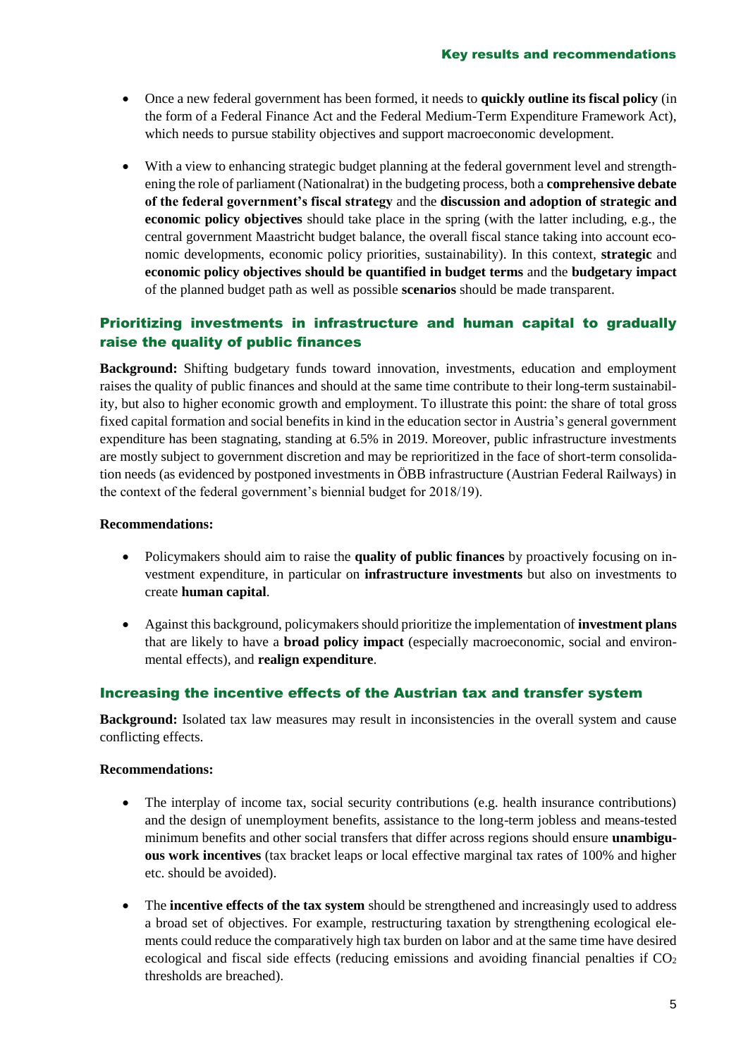- Once a new federal government has been formed, it needs to **quickly outline its fiscal policy** (in the form of a Federal Finance Act and the Federal Medium-Term Expenditure Framework Act), which needs to pursue stability objectives and support macroeconomic development.

- With a view to enhancing strategic budget planning at the federal government level and strengthening the role of parliament (Nationalrat) in the budgeting process, both a **comprehensive debate of the federal government's fiscal strategy** and the **discussion and adoption of strategic and economic policy objectives** should take place in the spring (with the latter including, e.g., the central government Maastricht budget balance, the overall fiscal stance taking into account economic developments, economic policy priorities, sustainability). In this context, **strategic** and **economic policy objectives should be quantified in budget terms** and the **budgetary impact** of the planned budget path as well as possible **scenarios** should be made transparent.

## Prioritizing investments in infrastructure and human capital to gradually raise the quality of public finances

**Background:** Shifting budgetary funds toward innovation, investments, education and employment raises the quality of public finances and should at the same time contribute to their long-term sustainability, but also to higher economic growth and employment. To illustrate this point: the share of total gross fixed capital formation and social benefits in kind in the education sector in Austria's general government expenditure has been stagnating, standing at 6.5% in 2019. Moreover, public infrastructure investments are mostly subject to government discretion and may be reprioritized in the face of short-term consolidation needs (as evidenced by postponed investments in ÖBB infrastructure (Austrian Federal Railways) in the context of the federal government's biennial budget for 2018/19).

**Recommendations:**

- Policymakers should aim to raise the **quality of public finances** by proactively focusing on investment expenditure, in particular on **infrastructure investments** but also on investments to create **human capital**.

- Against this background, policymakers should prioritize the implementation of **investment plans** that are likely to have a **broad policy impact** (especially macroeconomic, social and environmental effects), and **realign expenditure**.

## Increasing the incentive effects of the Austrian tax and transfer system

**Background:** Isolated tax law measures may result in inconsistencies in the overall system and cause conflicting effects.

**Recommendations:**

- The interplay of income tax, social security contributions (e.g. health insurance contributions) and the design of unemployment benefits, assistance to the long-term jobless and means-tested minimum benefits and other social transfers that differ across regions should ensure **unambiguous work incentives** (tax bracket leaps or local effective marginal tax rates of 100% and higher etc. should be avoided).

- The **incentive effects of the tax system** should be strengthened and increasingly used to address a broad set of objectives. For example, restructuring taxation by strengthening ecological elements could reduce the comparatively high tax burden on labor and at the same time have desired ecological and fiscal side effects (reducing emissions and avoiding financial penalties if $CO_2$ thresholds are breached).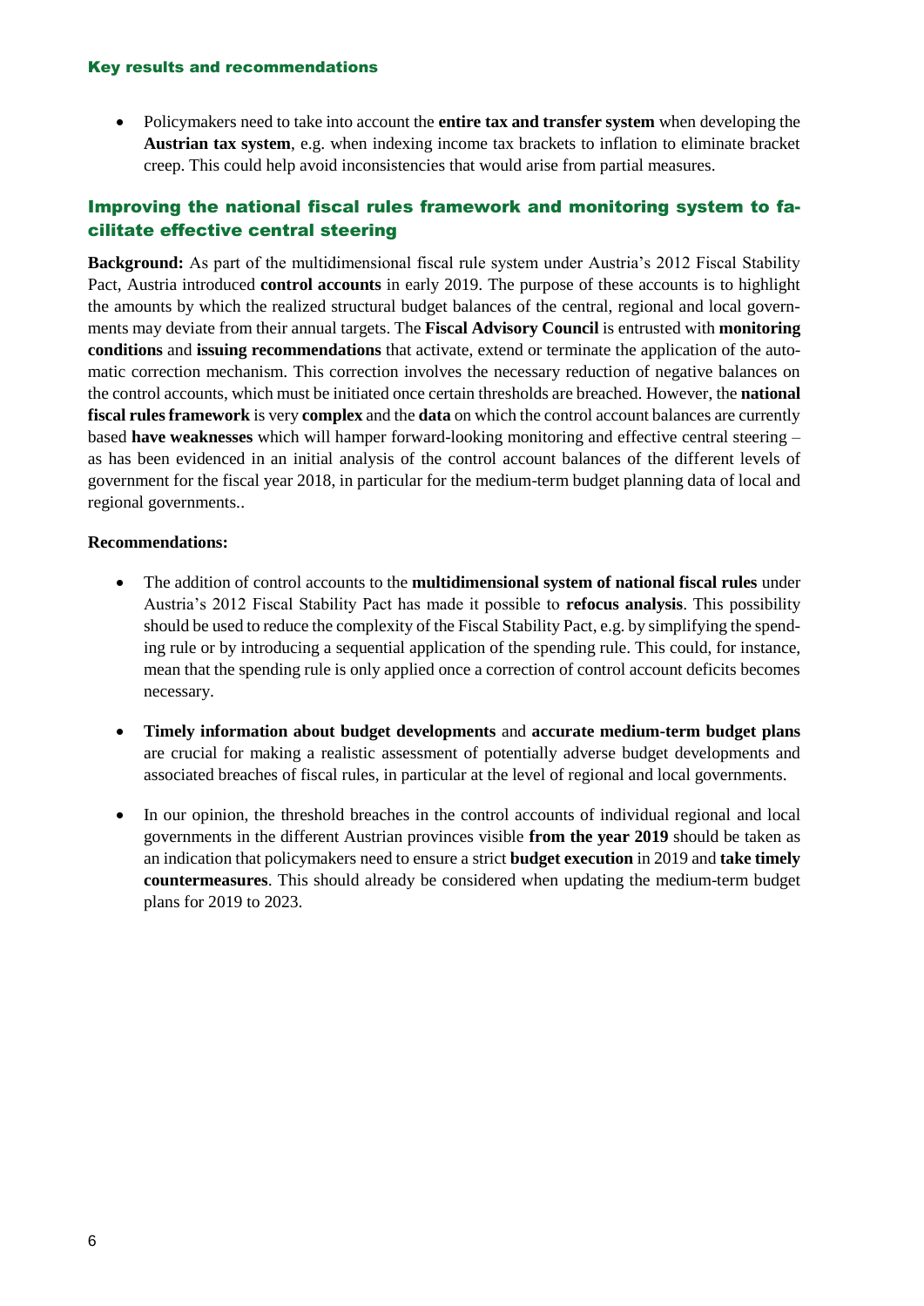- Policymakers need to take into account the **entire tax and transfer system** when developing the **Austrian tax system**, e.g. when indexing income tax brackets to inflation to eliminate bracket creep. This could help avoid inconsistencies that would arise from partial measures.

## Improving the national fiscal rules framework and monitoring system to facilitate effective central steering

**Background:** As part of the multidimensional fiscal rule system under Austria's 2012 Fiscal Stability Pact, Austria introduced **control accounts** in early 2019. The purpose of these accounts is to highlight the amounts by which the realized structural budget balances of the central, regional and local governments may deviate from their annual targets. The **Fiscal Advisory Council** is entrusted with **monitoring conditions** and **issuing recommendations** that activate, extend or terminate the application of the automatic correction mechanism. This correction involves the necessary reduction of negative balances on the control accounts, which must be initiated once certain thresholds are breached. However, the **national fiscal rules framework** is very **complex** and the **data** on which the control account balances are currently based **have weaknesses** which will hamper forward-looking monitoring and effective central steering – as has been evidenced in an initial analysis of the control account balances of the different levels of government for the fiscal year 2018, in particular for the medium-term budget planning data of local and regional governments..

**Recommendations:**

- The addition of control accounts to the **multidimensional system of national fiscal rules** under Austria's 2012 Fiscal Stability Pact has made it possible to **refocus analysis**. This possibility should be used to reduce the complexity of the Fiscal Stability Pact, e.g. by simplifying the spending rule or by introducing a sequential application of the spending rule. This could, for instance, mean that the spending rule is only applied once a correction of control account deficits becomes necessary.

- **Timely information about budget developments** and **accurate medium-term budget plans** are crucial for making a realistic assessment of potentially adverse budget developments and associated breaches of fiscal rules, in particular at the level of regional and local governments.

- In our opinion, the threshold breaches in the control accounts of individual regional and local governments in the different Austrian provinces visible **from the year 2019** should be taken as an indication that policymakers need to ensure a strict **budget execution** in 2019 and **take timely countermeasures**. This should already be considered when updating the medium-term budget plans for 2019 to 2023.